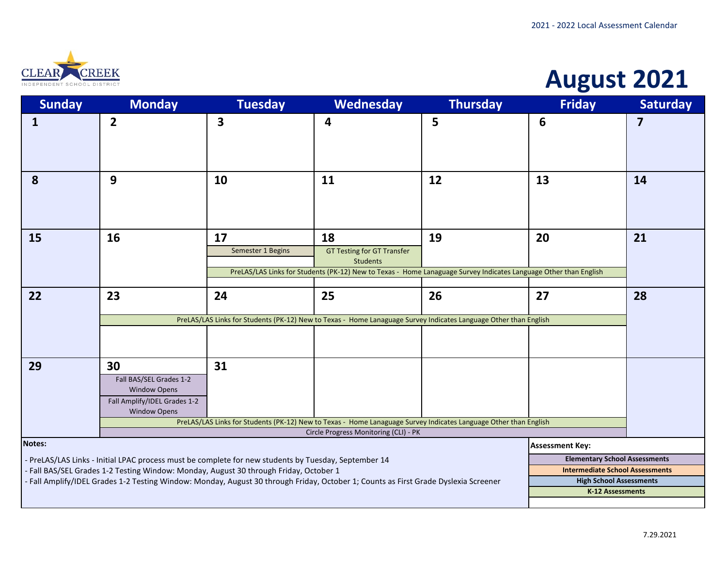2021 - 2022 Local Assessment Calendar

CLEAR CREEK INDEPENDENT SCHOOL DISTRICT

# August 2021

| Sunday | Monday | Tuesday | Wednesday | Thursday | Friday | Saturday |
|---|---|---|---|---|---|---|
| 1 | 2 | 3 | 4 | 5 | 6 | 7 |
| 8 | 9 | 10 | 11 | 12 | 13 | 14 |
| 15 | 16 | 17<br>Semester 1 Begins<br>PreLAS/LAS Links for Students (PK-12) New to Texas - Home Lanaguage Survey Indicates Language Other than English | 18<br>GT Testing for GT Transfer Students<br>PreLAS/LAS Links for Students (PK-12) New to Texas - Home Lanaguage Survey Indicates Language Other than English | 19<br>PreLAS/LAS Links for Students (PK-12) New to Texas - Home Lanaguage Survey Indicates Language Other than English | 20<br>PreLAS/LAS Links for Students (PK-12) New to Texas - Home Lanaguage Survey Indicates Language Other than English | 21 |
| 22 | 23<br>PreLAS/LAS Links for Students (PK-12) New to Texas - Home Lanaguage Survey Indicates Language Other than English | 24<br>PreLAS/LAS Links for Students (PK-12) New to Texas - Home Lanaguage Survey Indicates Language Other than English | 25<br>PreLAS/LAS Links for Students (PK-12) New to Texas - Home Lanaguage Survey Indicates Language Other than English | 26<br>PreLAS/LAS Links for Students (PK-12) New to Texas - Home Lanaguage Survey Indicates Language Other than English | 27<br>PreLAS/LAS Links for Students (PK-12) New to Texas - Home Lanaguage Survey Indicates Language Other than English | 28 |
| 29 | 30<br>Fall BAS/SEL Grades 1-2 Window Opens<br>Fall Amplify/IDEL Grades 1-2 Window Opens<br>PreLAS/LAS Links for Students (PK-12) New to Texas - Home Lanaguage Survey Indicates Language Other than English<br>Circle Progress Monitoring (CLI) - PK | 31<br>PreLAS/LAS Links for Students (PK-12) New to Texas - Home Lanaguage Survey Indicates Language Other than English<br>Circle Progress Monitoring (CLI) - PK | PreLAS/LAS Links for Students (PK-12) New to Texas - Home Lanaguage Survey Indicates Language Other than English<br>Circle Progress Monitoring (CLI) - PK | PreLAS/LAS Links for Students (PK-12) New to Texas - Home Lanaguage Survey Indicates Language Other than English<br>Circle Progress Monitoring (CLI) - PK | PreLAS/LAS Links for Students (PK-12) New to Texas - Home Lanaguage Survey Indicates Language Other than English<br>Circle Progress Monitoring (CLI) - PK | |

**Notes:**

- PreLAS/LAS Links - Initial LPAC process must be complete for new students by Tuesday, September 14
- Fall BAS/SEL Grades 1-2 Testing Window: Monday, August 30 through Friday, October 1
- Fall Amplify/IDEL Grades 1-2 Testing Window: Monday, August 30 through Friday, October 1; Counts as First Grade Dyslexia Screener

**Assessment Key:**

- Elementary School Assessments
- Intermediate School Assessments
- High School Assessments
- K-12 Assessments

7.29.2021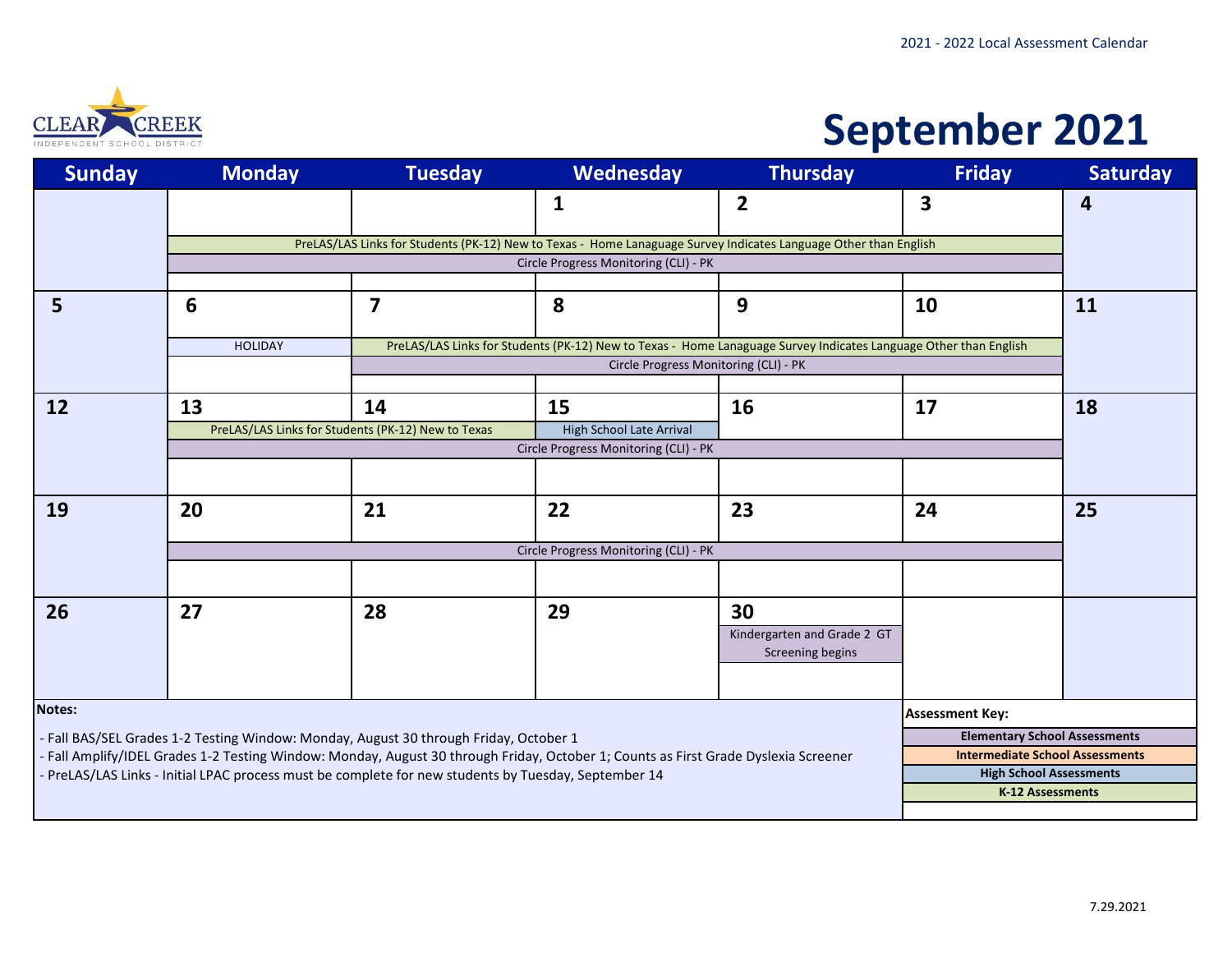2021 - 2022 Local Assessment Calendar

CLEAR CREEK INDEPENDENT SCHOOL DISTRICT

# September 2021

| Sunday | Monday | Tuesday | Wednesday | Thursday | Friday | Saturday |
|---|---|---|---|---|---|---|
| | | | 1 | 2 | 3 | 4 |
| | PreLAS/LAS Links for Students (PK-12) New to Texas - Home Lanaguage Survey Indicates Language Other than English (Mon–Fri) | | | | | |
| | Circle Progress Monitoring (CLI) - PK (Mon–Fri) | | | | | |
| 5 | 6 | 7 | 8 | 9 | 10 | 11 |
| | HOLIDAY | PreLAS/LAS Links for Students (PK-12) New to Texas - Home Lanaguage Survey Indicates Language Other than English (Tue–Fri) | | | | |
| | | Circle Progress Monitoring (CLI) - PK (Tue–Fri) | | | | |
| 12 | 13 | 14 | 15 | 16 | 17 | 18 |
| | PreLAS/LAS Links for Students (PK-12) New to Texas (Mon–Tue) | | High School Late Arrival | | | |
| | Circle Progress Monitoring (CLI) - PK (Mon–Fri) | | | | | |
| 19 | 20 | 21 | 22 | 23 | 24 | 25 |
| | Circle Progress Monitoring (CLI) - PK (Mon–Fri) | | | | | |
| 26 | 27 | 28 | 29 | 30 | | |
| | | | | Kindergarten and Grade 2 GT Screening begins | | |

**Notes:**

- Fall BAS/SEL Grades 1-2 Testing Window: Monday, August 30 through Friday, October 1
- Fall Amplify/IDEL Grades 1-2 Testing Window: Monday, August 30 through Friday, October 1; Counts as First Grade Dyslexia Screener
- PreLAS/LAS Links - Initial LPAC process must be complete for new students by Tuesday, September 14

**Assessment Key:**

- **Elementary School Assessments**
- **Intermediate School Assessments**
- **High School Assessments**
- **K-12 Assessments**

7.29.2021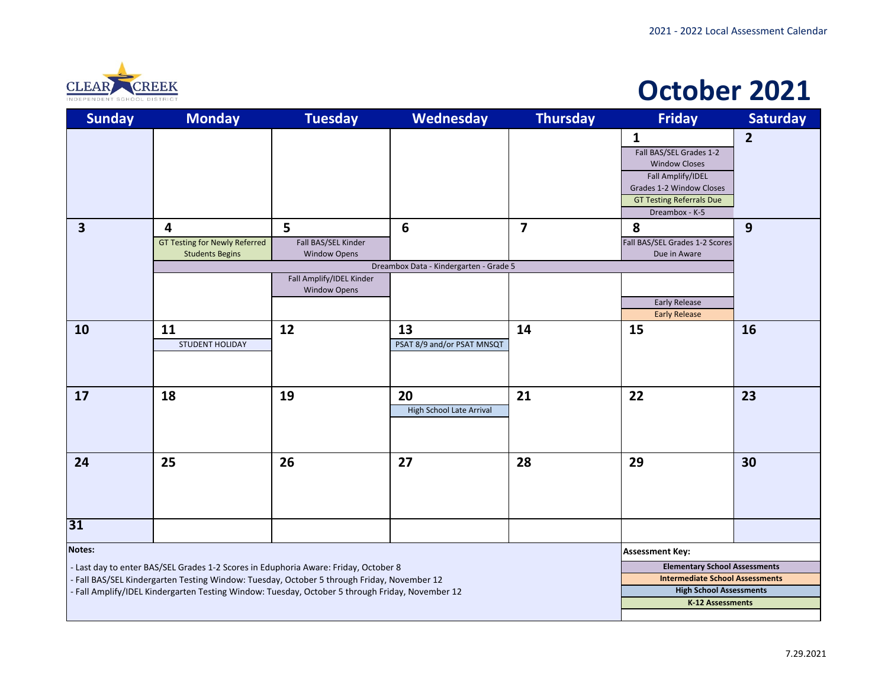# October 2021

| Sunday | Monday | Tuesday | Wednesday | Thursday | Friday | Saturday |
|---|---|---|---|---|---|---|
| | | | | | **1** Fall BAS/SEL Grades 1-2 Window Closes; Fall Amplify/IDEL Grades 1-2 Window Closes; GT Testing Referrals Due; Dreambox - K-5 | **2** |
| **3** | **4** GT Testing for Newly Referred Students Begins; Dreambox Data - Kindergarten - Grade 5 | **5** Fall BAS/SEL Kinder Window Opens; Dreambox Data - Kindergarten - Grade 5; Fall Amplify/IDEL Kinder Window Opens | **6** Dreambox Data - Kindergarten - Grade 5 | **7** Dreambox Data - Kindergarten - Grade 5 | **8** Fall BAS/SEL Grades 1-2 Scores Due in Aware; Dreambox Data - Kindergarten - Grade 5; Early Release; Early Release | **9** |
| **10** | **11** STUDENT HOLIDAY | **12** | **13** PSAT 8/9 and/or PSAT MNSQT | **14** | **15** | **16** |
| **17** | **18** | **19** | **20** High School Late Arrival | **21** | **22** | **23** |
| **24** | **25** | **26** | **27** | **28** | **29** | **30** |
| **31** | | | | | | |

**Notes:**

- Last day to enter BAS/SEL Grades 1-2 Scores in Eduphoria Aware: Friday, October 8
- Fall BAS/SEL Kindergarten Testing Window: Tuesday, October 5 through Friday, November 12
- Fall Amplify/IDEL Kindergarten Testing Window: Tuesday, October 5 through Friday, November 12

**Assessment Key:**

- **Elementary School Assessments**
- **Intermediate School Assessments**
- **High School Assessments**
- **K-12 Assessments**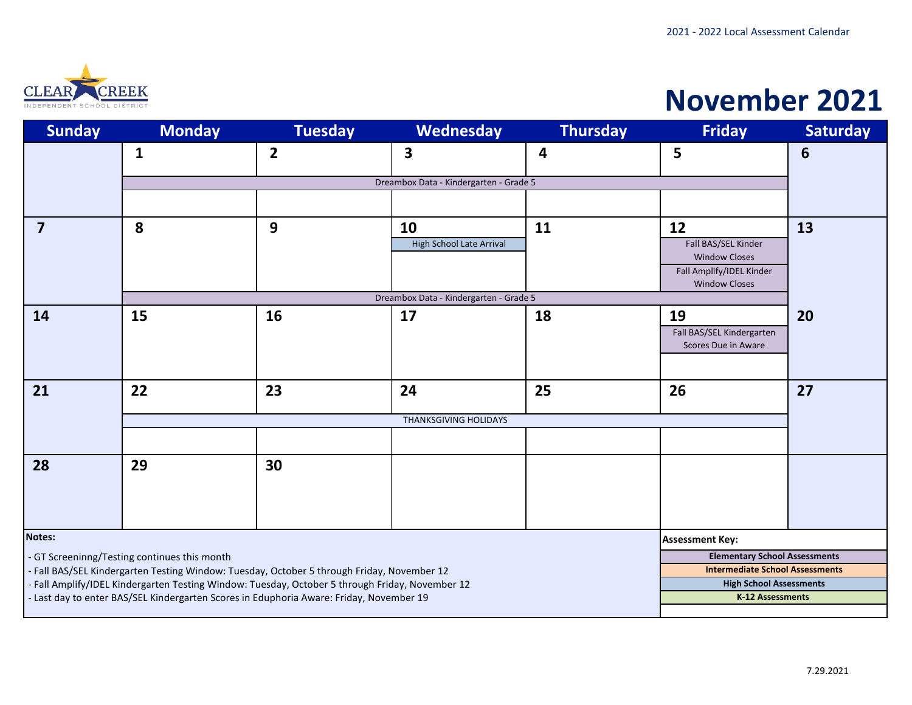2021 - 2022 Local Assessment Calendar

CLEAR CREEK INDEPENDENT SCHOOL DISTRICT

# November 2021

| Sunday | Monday | Tuesday | Wednesday | Thursday | Friday | Saturday |
|---|---|---|---|---|---|---|
| | 1 | 2 | 3 | 4 | 5 | 6 |
| | Dreambox Data - Kindergarten - Grade 5 | | | | | |
| 7 | 8 | 9 | 10<br>High School Late Arrival | 11 | 12<br>Fall BAS/SEL Kinder Window Closes<br>Fall Amplify/IDEL Kinder Window Closes | 13 |
| | Dreambox Data - Kindergarten - Grade 5 | | | | | |
| 14 | 15 | 16 | 17 | 18 | 19<br>Fall BAS/SEL Kindergarten Scores Due in Aware | 20 |
| 21 | 22 | 23 | 24 | 25 | 26 | 27 |
| | THANKSGIVING HOLIDAYS | | | | | |
| 28 | 29 | 30 | | | | |

**Notes:**

- GT Screeninng/Testing continues this month
- Fall BAS/SEL Kindergarten Testing Window: Tuesday, October 5 through Friday, November 12
- Fall Amplify/IDEL Kindergarten Testing Window: Tuesday, October 5 through Friday, November 12
- Last day to enter BAS/SEL Kindergarten Scores in Eduphoria Aware: Friday, November 19

**Assessment Key:**

- **Elementary School Assessments**
- **Intermediate School Assessments**
- **High School Assessments**
- **K-12 Assessments**

7.29.2021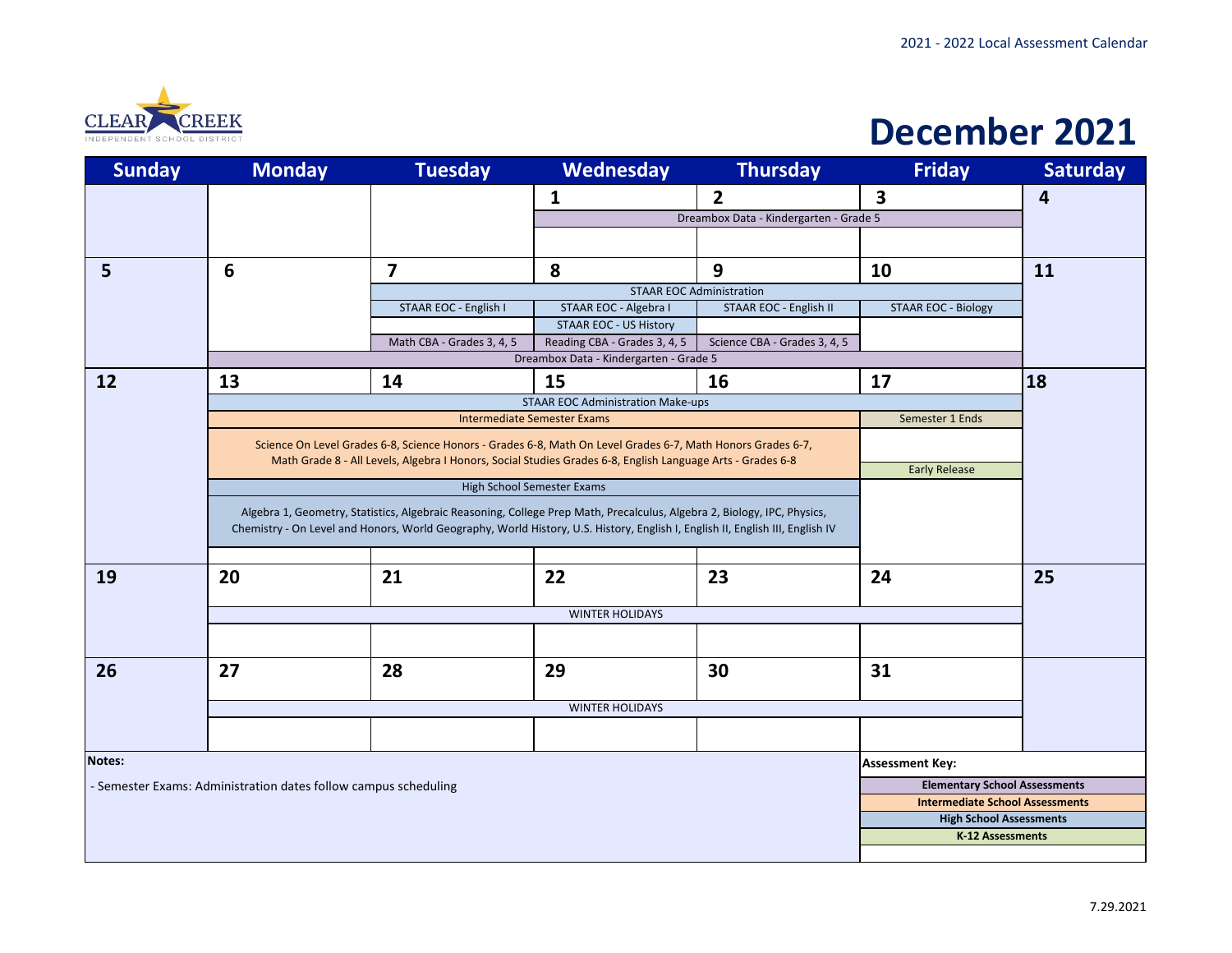2021 - 2022 Local Assessment Calendar

CLEAR CREEK INDEPENDENT SCHOOL DISTRICT

# December 2021

| Sunday | Monday | Tuesday | Wednesday | Thursday | Friday | Saturday |
|---|---|---|---|---|---|---|
| | | | 1 | 2 | 3 | 4 |
| | | | Dreambox Data - Kindergarten - Grade 5 | Dreambox Data - Kindergarten - Grade 5 | Dreambox Data - Kindergarten - Grade 5 | |
| 5 | 6 | 7 | 8 | 9 | 10 | 11 |
| | | STAAR EOC Administration | STAAR EOC Administration | STAAR EOC Administration | STAAR EOC Administration | |
| | | STAAR EOC - English I | STAAR EOC - Algebra I<br>STAAR EOC - US History | STAAR EOC - English II | STAAR EOC - Biology | |
| | | Math CBA - Grades 3, 4, 5 | Reading CBA - Grades 3, 4, 5 | Science CBA - Grades 3, 4, 5 | | |
| | Dreambox Data - Kindergarten - Grade 5 | Dreambox Data - Kindergarten - Grade 5 | Dreambox Data - Kindergarten - Grade 5 | Dreambox Data - Kindergarten - Grade 5 | Dreambox Data - Kindergarten - Grade 5 | |
| 12 | 13 | 14 | 15 | 16 | 17 | 18 |
| | STAAR EOC Administration Make-ups | STAAR EOC Administration Make-ups | STAAR EOC Administration Make-ups | STAAR EOC Administration Make-ups | STAAR EOC Administration Make-ups | |
| | Intermediate Semester Exams | Intermediate Semester Exams | Intermediate Semester Exams | Intermediate Semester Exams | Semester 1 Ends | |
| | Science On Level Grades 6-8, Science Honors - Grades 6-8, Math On Level Grades 6-7, Math Honors Grades 6-7, Math Grade 8 - All Levels, Algebra I Honors, Social Studies Grades 6-8, English Language Arts - Grades 6-8 | | | | Early Release | |
| | High School Semester Exams | High School Semester Exams | High School Semester Exams | High School Semester Exams | | |
| | Algebra 1, Geometry, Statistics, Algebraic Reasoning, College Prep Math, Precalculus, Algebra 2, Biology, IPC, Physics, Chemistry - On Level and Honors, World Geography, World History, U.S. History, English I, English II, English III, English IV | | | | | |
| 19 | 20 | 21 | 22 | 23 | 24 | 25 |
| | WINTER HOLIDAYS | WINTER HOLIDAYS | WINTER HOLIDAYS | WINTER HOLIDAYS | WINTER HOLIDAYS | |
| 26 | 27 | 28 | 29 | 30 | 31 | |
| | WINTER HOLIDAYS | WINTER HOLIDAYS | WINTER HOLIDAYS | WINTER HOLIDAYS | WINTER HOLIDAYS | |

**Notes:**

- Semester Exams: Administration dates follow campus scheduling

**Assessment Key:**

- **Elementary School Assessments**
- **Intermediate School Assessments**
- **High School Assessments**
- **K-12 Assessments**

7.29.2021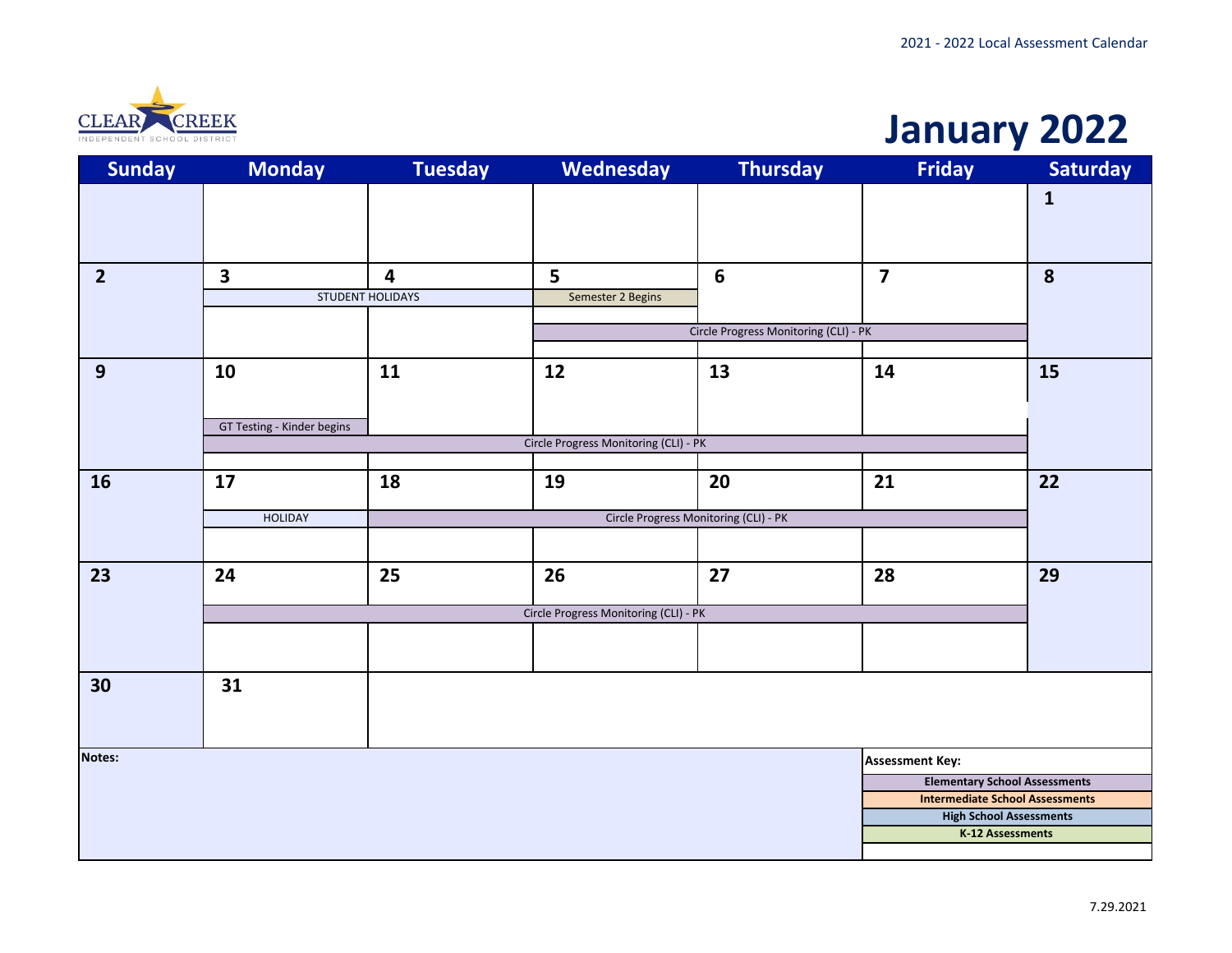CLEAR CREEK INDEPENDENT SCHOOL DISTRICT

# January 2022

| Sunday | Monday | Tuesday | Wednesday | Thursday | Friday | Saturday |
|---|---|---|---|---|---|---|
| | | | | | | 1 |
| 2 | 3<br>STUDENT HOLIDAYS | 4<br>STUDENT HOLIDAYS | 5<br>Semester 2 Begins<br>Circle Progress Monitoring (CLI) - PK | 6<br>Circle Progress Monitoring (CLI) - PK | 7<br>Circle Progress Monitoring (CLI) - PK | 8 |
| 9 | 10<br>GT Testing - Kinder begins<br>Circle Progress Monitoring (CLI) - PK | 11<br>Circle Progress Monitoring (CLI) - PK | 12<br>Circle Progress Monitoring (CLI) - PK | 13<br>Circle Progress Monitoring (CLI) - PK | 14<br>Circle Progress Monitoring (CLI) - PK | 15 |
| 16 | 17<br>HOLIDAY | 18<br>Circle Progress Monitoring (CLI) - PK | 19<br>Circle Progress Monitoring (CLI) - PK | 20<br>Circle Progress Monitoring (CLI) - PK | 21<br>Circle Progress Monitoring (CLI) - PK | 22 |
| 23 | 24<br>Circle Progress Monitoring (CLI) - PK | 25<br>Circle Progress Monitoring (CLI) - PK | 26<br>Circle Progress Monitoring (CLI) - PK | 27<br>Circle Progress Monitoring (CLI) - PK | 28<br>Circle Progress Monitoring (CLI) - PK | 29 |
| 30 | 31 | | | | | |

**Notes:**

**Assessment Key:**

- **Elementary School Assessments**
- **Intermediate School Assessments**
- **High School Assessments**
- **K-12 Assessments**

7.29.2021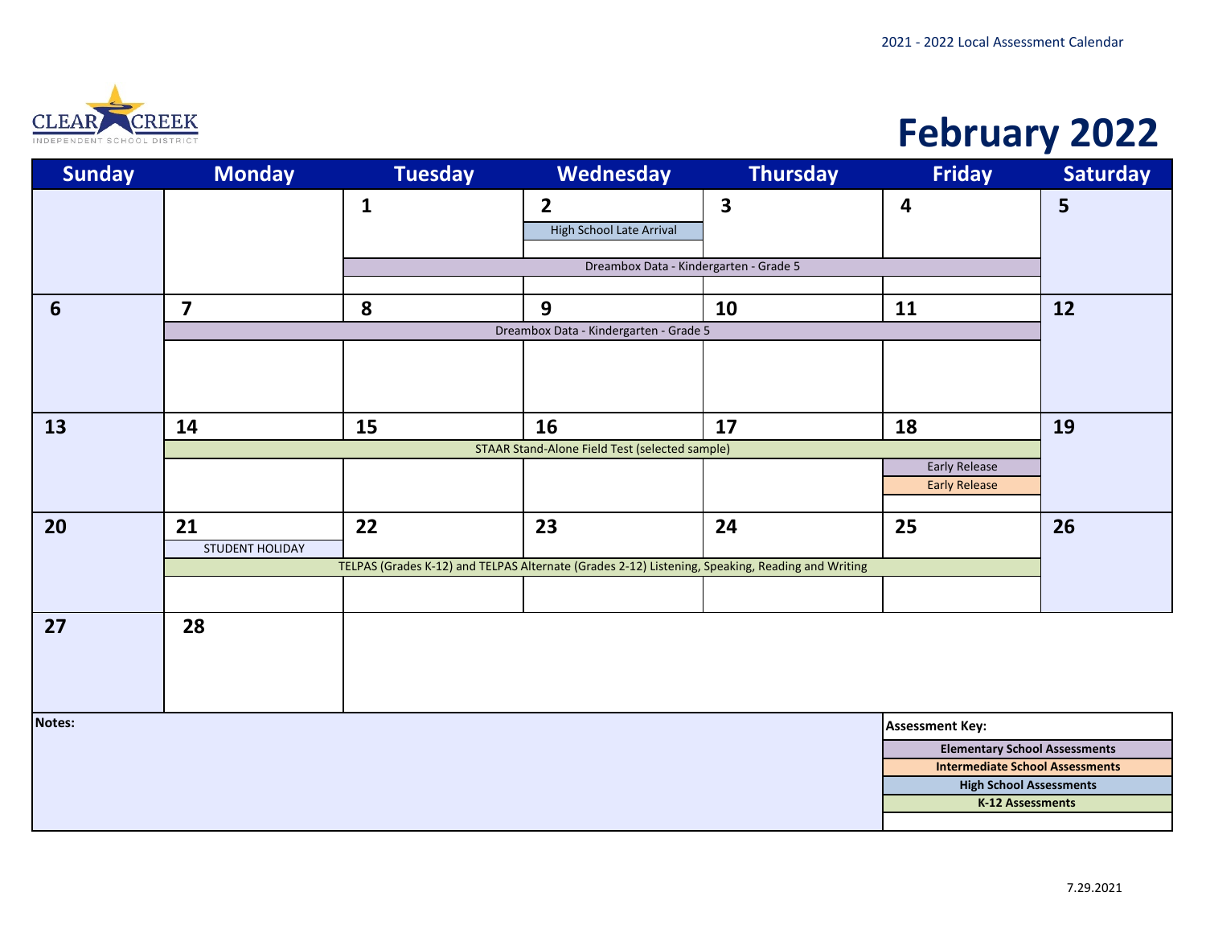2021 - 2022 Local Assessment Calendar

CLEAR CREEK INDEPENDENT SCHOOL DISTRICT

# February 2022

| Sunday | Monday | Tuesday | Wednesday | Thursday | Friday | Saturday |
|---|---|---|---|---|---|---|
| | | 1<br>Dreambox Data - Kindergarten - Grade 5 | 2<br>High School Late Arrival<br>Dreambox Data - Kindergarten - Grade 5 | 3<br>Dreambox Data - Kindergarten - Grade 5 | 4<br>Dreambox Data - Kindergarten - Grade 5 | 5 |
| 6 | 7<br>Dreambox Data - Kindergarten - Grade 5 | 8<br>Dreambox Data - Kindergarten - Grade 5 | 9<br>Dreambox Data - Kindergarten - Grade 5 | 10<br>Dreambox Data - Kindergarten - Grade 5 | 11<br>Dreambox Data - Kindergarten - Grade 5 | 12 |
| 13 | 14<br>STAAR Stand-Alone Field Test (selected sample) | 15<br>STAAR Stand-Alone Field Test (selected sample) | 16<br>STAAR Stand-Alone Field Test (selected sample) | 17<br>STAAR Stand-Alone Field Test (selected sample) | 18<br>Early Release<br>Early Release | 19 |
| 20 | 21<br>STUDENT HOLIDAY<br>TELPAS (Grades K-12) and TELPAS Alternate (Grades 2-12) Listening, Speaking, Reading and Writing | 22<br>TELPAS (Grades K-12) and TELPAS Alternate (Grades 2-12) Listening, Speaking, Reading and Writing | 23<br>TELPAS (Grades K-12) and TELPAS Alternate (Grades 2-12) Listening, Speaking, Reading and Writing | 24<br>TELPAS (Grades K-12) and TELPAS Alternate (Grades 2-12) Listening, Speaking, Reading and Writing | 25<br>TELPAS (Grades K-12) and TELPAS Alternate (Grades 2-12) Listening, Speaking, Reading and Writing | 26 |
| 27 | 28 | | | | | |

**Notes:**

**Assessment Key:**

- **Elementary School Assessments**
- **Intermediate School Assessments**
- **High School Assessments**
- **K-12 Assessments**

7.29.2021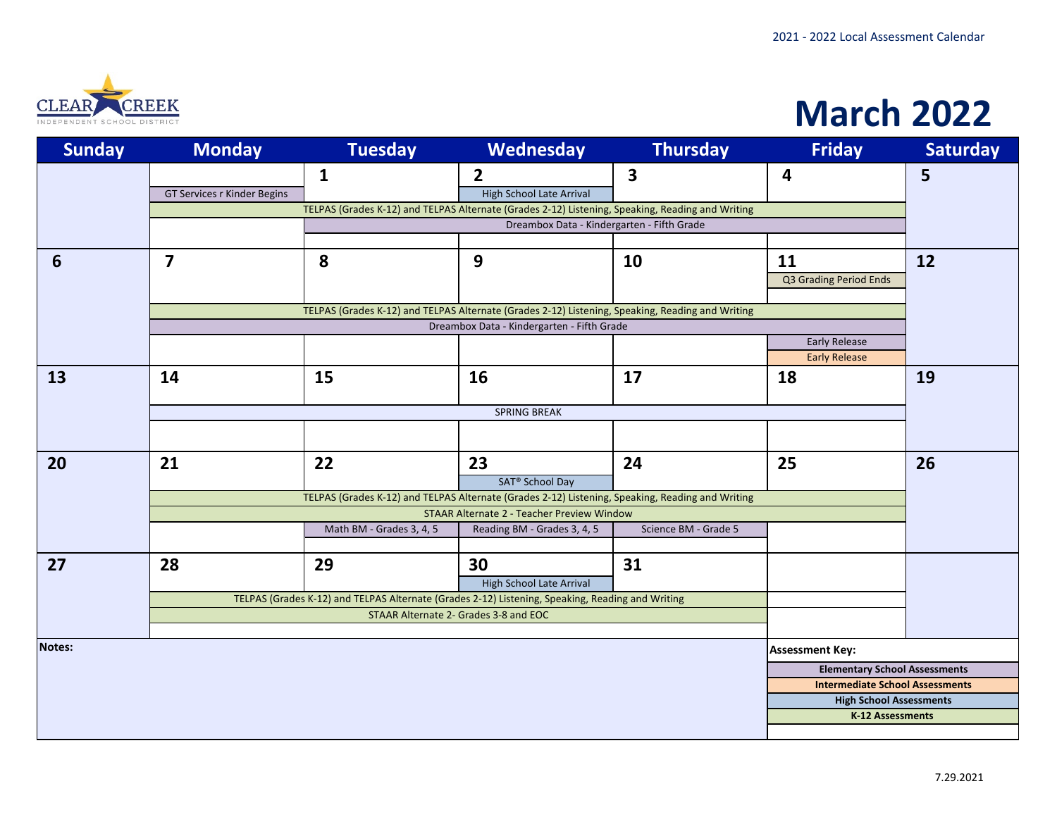2021 - 2022 Local Assessment Calendar

CLEAR CREEK INDEPENDENT SCHOOL DISTRICT

# March 2022

| Sunday | Monday | Tuesday | Wednesday | Thursday | Friday | Saturday |
|---|---|---|---|---|---|---|
| | | 1 | 2 | 3 | 4 | 5 |
| | GT Services r Kinder Begins | | High School Late Arrival | | | |
| | TELPAS (Grades K-12) and TELPAS Alternate (Grades 2-12) Listening, Speaking, Reading and Writing | | | | | |
| | | Dreambox Data - Kindergarten - Fifth Grade | | | | |
| 6 | 7 | 8 | 9 | 10 | 11 | 12 |
| | | | | | Q3 Grading Period Ends | |
| | TELPAS (Grades K-12) and TELPAS Alternate (Grades 2-12) Listening, Speaking, Reading and Writing | | | | | |
| | Dreambox Data - Kindergarten - Fifth Grade | | | | | |
| | | | | | Early Release | |
| | | | | | Early Release | |
| 13 | 14 | 15 | 16 | 17 | 18 | 19 |
| | SPRING BREAK | | | | | |
| 20 | 21 | 22 | 23 | 24 | 25 | 26 |
| | | | SAT® School Day | | | |
| | TELPAS (Grades K-12) and TELPAS Alternate (Grades 2-12) Listening, Speaking, Reading and Writing | | | | | |
| | STAAR Alternate 2 - Teacher Preview Window | | | | | |
| | | Math BM - Grades 3, 4, 5 | Reading BM - Grades 3, 4, 5 | Science BM - Grade 5 | | |
| 27 | 28 | 29 | 30 | 31 | | |
| | | | High School Late Arrival | | | |
| | TELPAS (Grades K-12) and TELPAS Alternate (Grades 2-12) Listening, Speaking, Reading and Writing | | | | | |
| | STAAR Alternate 2- Grades 3-8 and EOC | | | | | |

**Notes:**

**Assessment Key:**

- **Elementary School Assessments**
- **Intermediate School Assessments**
- **High School Assessments**
- **K-12 Assessments**

7.29.2021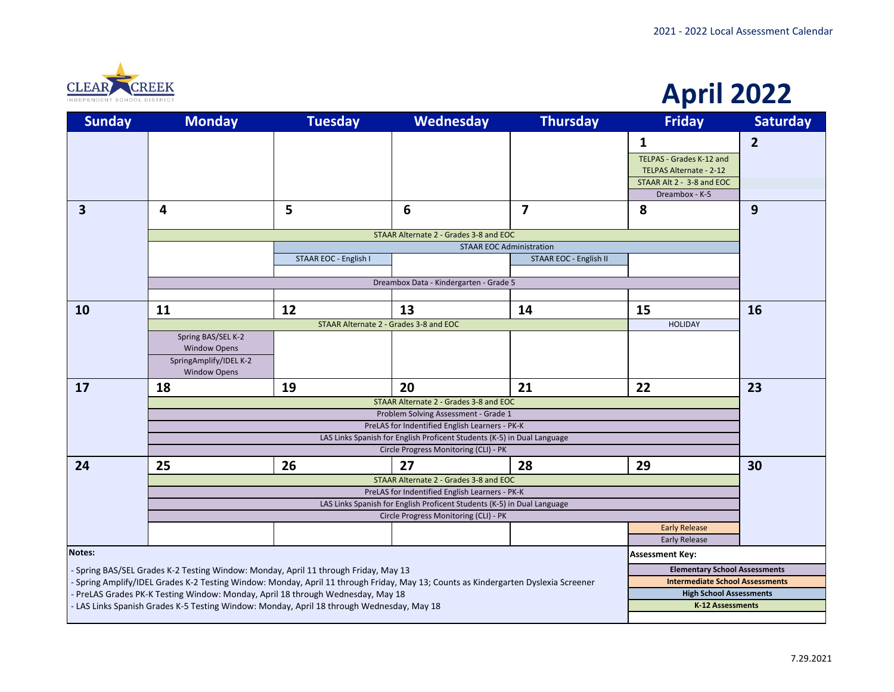2021 - 2022 Local Assessment Calendar

CLEAR CREEK INDEPENDENT SCHOOL DISTRICT

# April 2022

| Sunday | Monday | Tuesday | Wednesday | Thursday | Friday | Saturday |
|---|---|---|---|---|---|---|
| | | | | | **1**<br>TELPAS - Grades K-12 and TELPAS Alternate - 2-12<br>STAAR Alt 2 - 3-8 and EOC<br>Dreambox - K-5 | **2** |
| **3** | **4**<br>STAAR Alternate 2 - Grades 3-8 and EOC (Apr 4–8)<br>Dreambox Data - Kindergarten - Grade 5 (Apr 4–8) | **5**<br>STAAR EOC Administration (Apr 5–8)<br>STAAR EOC - English I | **6** | **7**<br>STAAR EOC - English II | **8** | **9** |
| **10** | **11**<br>STAAR Alternate 2 - Grades 3-8 and EOC (Apr 11–14)<br>Spring BAS/SEL K-2 Window Opens<br>SpringAmplify/IDEL K-2 Window Opens | **12** | **13** | **14** | **15**<br>HOLIDAY | **16** |
| **17** | **18**<br>STAAR Alternate 2 - Grades 3-8 and EOC (Apr 18–22)<br>Problem Solving Assessment - Grade 1 (Apr 18–22)<br>PreLAS for Indentified English Learners - PK-K (Apr 18–22)<br>LAS Links Spanish for English Proficent Students (K-5) in Dual Language (Apr 18–22)<br>Circle Progress Monitoring (CLI) - PK (Apr 18–22) | **19** | **20** | **21** | **22** | **23** |
| **24** | **25**<br>STAAR Alternate 2 - Grades 3-8 and EOC (Apr 25–29)<br>PreLAS for Indentified English Learners - PK-K (Apr 25–29)<br>LAS Links Spanish for English Proficent Students (K-5) in Dual Language (Apr 25–29)<br>Circle Progress Monitoring (CLI) - PK (Apr 25–29) | **26** | **27** | **28** | **29**<br>Early Release<br>Early Release | **30** |

**Notes:**

- Spring BAS/SEL Grades K-2 Testing Window: Monday, April 11 through Friday, May 13
- Spring Amplify/IDEL Grades K-2 Testing Window: Monday, April 11 through Friday, May 13; Counts as Kindergarten Dyslexia Screener
- PreLAS Grades PK-K Testing Window: Monday, April 18 through Wednesday, May 18
- LAS Links Spanish Grades K-5 Testing Window: Monday, April 18 through Wednesday, May 18

**Assessment Key:**

- **Elementary School Assessments**
- **Intermediate School Assessments**
- **High School Assessments**
- **K-12 Assessments**

7.29.2021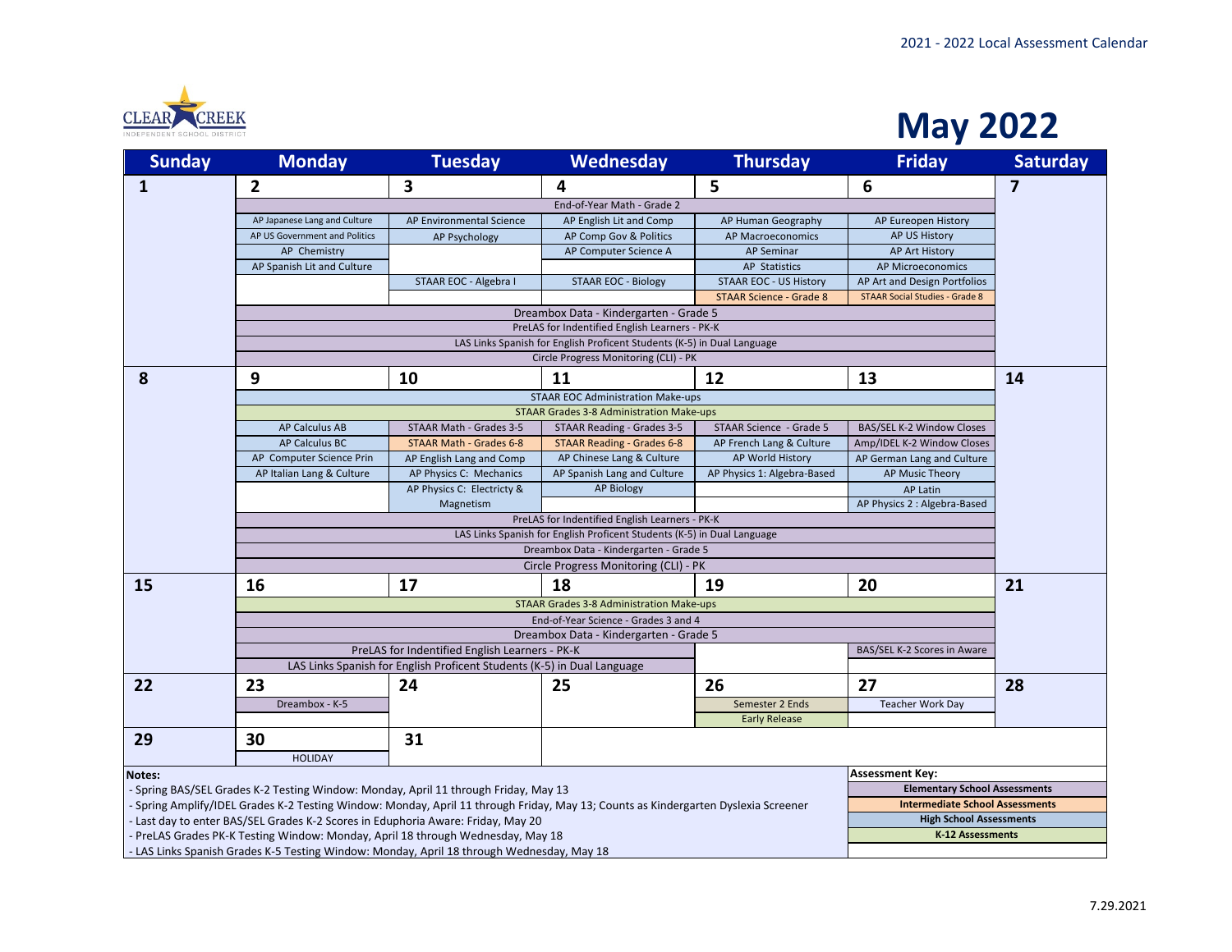2021 - 2022 Local Assessment Calendar

CLEAR CREEK INDEPENDENT SCHOOL DISTRICT

# May 2022

| Sunday | Monday | Tuesday | Wednesday | Thursday | Friday | Saturday |
|---|---|---|---|---|---|---|
| **1** | **2** | **3** | **4** | **5** | **6** | **7** |
| | End-of-Year Math - Grade 2 (Mon–Fri) | | | | | |
| | AP Japanese Lang and Culture | AP Environmental Science | AP English Lit and Comp | AP Human Geography | AP Eureopen History | |
| | AP US Government and Politics | AP Psychology | AP Comp Gov & Politics | AP Macroeconomics | AP US History | |
| | AP Chemistry | | AP Computer Science A | AP Seminar | AP Art History | |
| | AP Spanish Lit and Culture | | | AP Statistics | AP Microeconomics | |
| | | STAAR EOC - Algebra I | STAAR EOC - Biology | STAAR EOC - US History | AP Art and Design Portfolios | |
| | | | | STAAR Science - Grade 8 | STAAR Social Studies - Grade 8 | |
| | Dreambox Data - Kindergarten - Grade 5 (Mon–Fri) | | | | | |
| | PreLAS for Indentified English Learners - PK-K (Mon–Fri) | | | | | |
| | LAS Links Spanish for English Proficent Students (K-5) in Dual Language (Mon–Fri) | | | | | |
| | Circle Progress Monitoring (CLI) - PK (Mon–Fri) | | | | | |
| **8** | **9** | **10** | **11** | **12** | **13** | **14** |
| | STAAR EOC Administration Make-ups (Mon–Fri) | | | | | |
| | STAAR Grades 3-8 Administration Make-ups (Mon–Fri) | | | | | |
| | AP Calculus AB | STAAR Math - Grades 3-5 | STAAR Reading - Grades 3-5 | STAAR Science - Grade 5 | BAS/SEL K-2 Window Closes | |
| | AP Calculus BC | STAAR Math - Grades 6-8 | STAAR Reading - Grades 6-8 | AP French Lang & Culture | Amp/IDEL K-2 Window Closes | |
| | AP Computer Science Prin | AP English Lang and Comp | AP Chinese Lang & Culture | AP World History | AP German Lang and Culture | |
| | AP Italian Lang & Culture | AP Physics C: Mechanics | AP Spanish Lang and Culture | AP Physics 1: Algebra-Based | AP Music Theory | |
| | | AP Physics C: Electricty & Magnetism | AP Biology | | AP Latin | |
| | | | | | AP Physics 2 : Algebra-Based | |
| | PreLAS for Indentified English Learners - PK-K (Mon–Fri) | | | | | |
| | LAS Links Spanish for English Proficent Students (K-5) in Dual Language (Mon–Fri) | | | | | |
| | Dreambox Data - Kindergarten - Grade 5 (Mon–Fri) | | | | | |
| | Circle Progress Monitoring (CLI) - PK (Mon–Fri) | | | | | |
| **15** | **16** | **17** | **18** | **19** | **20** | **21** |
| | STAAR Grades 3-8 Administration Make-ups (Mon–Fri) | | | | | |
| | End-of-Year Science - Grades 3 and 4 (Mon–Fri) | | | | | |
| | Dreambox Data - Kindergarten - Grade 5 (Mon–Fri) | | | | | |
| | PreLAS for Indentified English Learners - PK-K (Mon–Wed) | | | | BAS/SEL K-2 Scores in Aware | |
| | LAS Links Spanish for English Proficent Students (K-5) in Dual Language (Mon–Wed) | | | | | |
| **22** | **23** | **24** | **25** | **26** | **27** | **28** |
| | Dreambox - K-5 | | | Semester 2 Ends | Teacher Work Day | |
| | | | | Early Release | | |
| **29** | **30** | **31** | | | | |
| | HOLIDAY | | | | | |

**Notes:**

- Spring BAS/SEL Grades K-2 Testing Window: Monday, April 11 through Friday, May 13
- Spring Amplify/IDEL Grades K-2 Testing Window: Monday, April 11 through Friday, May 13; Counts as Kindergarten Dyslexia Screener
- Last day to enter BAS/SEL Grades K-2 Scores in Eduphoria Aware: Friday, May 20
- PreLAS Grades PK-K Testing Window: Monday, April 18 through Wednesday, May 18
- LAS Links Spanish Grades K-5 Testing Window: Monday, April 18 through Wednesday, May 18

**Assessment Key:**

- **Elementary School Assessments**
- **Intermediate School Assessments**
- **High School Assessments**
- **K-12 Assessments**

7.29.2021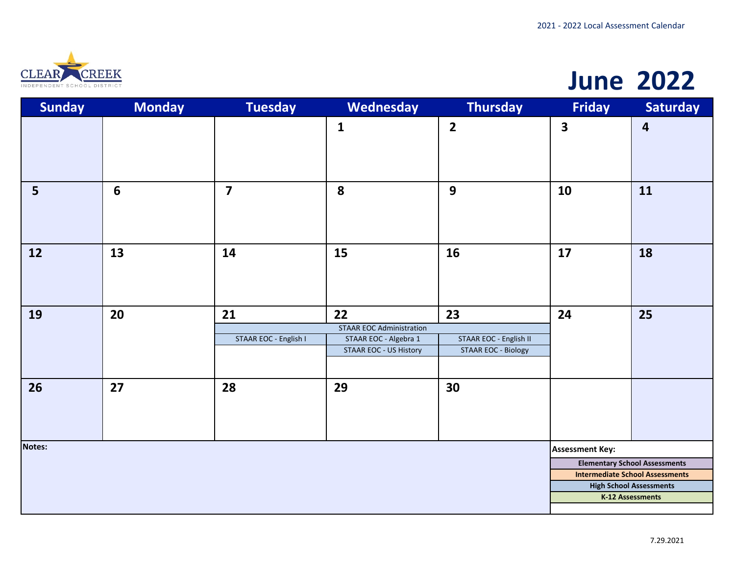2021 - 2022 Local Assessment Calendar

CLEAR CREEK INDEPENDENT SCHOOL DISTRICT

# June 2022

| Sunday | Monday | Tuesday | Wednesday | Thursday | Friday | Saturday |
|---|---|---|---|---|---|---|
| | | | 1 | 2 | 3 | 4 |
| 5 | 6 | 7 | 8 | 9 | 10 | 11 |
| 12 | 13 | 14 | 15 | 16 | 17 | 18 |
| 19 | 20 | 21<br>STAAR EOC Administration<br>STAAR EOC - English I | 22<br>STAAR EOC Administration<br>STAAR EOC - Algebra 1<br>STAAR EOC - US History | 23<br>STAAR EOC Administration<br>STAAR EOC - English II<br>STAAR EOC - Biology | 24 | 25 |
| 26 | 27 | 28 | 29 | 30 | | |

**Notes:**

**Assessment Key:**

- **Elementary School Assessments**
- **Intermediate School Assessments**
- **High School Assessments**
- **K-12 Assessments**

7.29.2021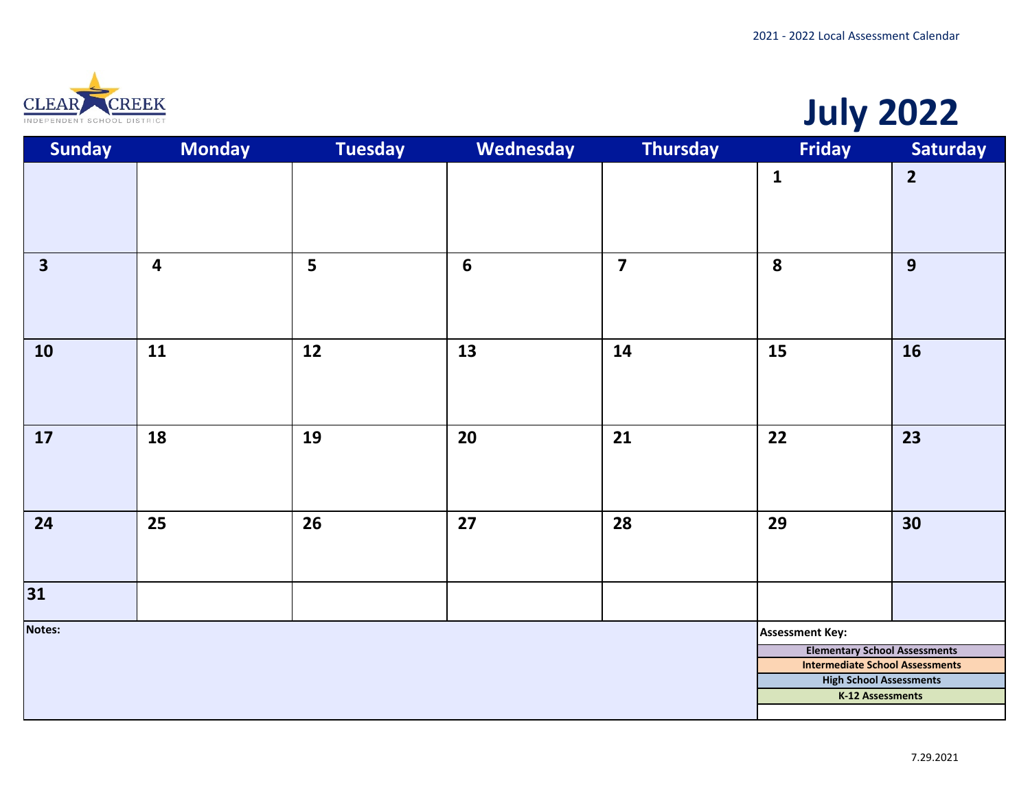CLEAR CREEK INDEPENDENT SCHOOL DISTRICT

# July 2022

| Sunday | Monday | Tuesday | Wednesday | Thursday | Friday | Saturday |
|---|---|---|---|---|---|---|
| | | | | | 1 | 2 |
| 3 | 4 | 5 | 6 | 7 | 8 | 9 |
| 10 | 11 | 12 | 13 | 14 | 15 | 16 |
| 17 | 18 | 19 | 20 | 21 | 22 | 23 |
| 24 | 25 | 26 | 27 | 28 | 29 | 30 |
| 31 | | | | | | |

**Notes:**

**Assessment Key:**
- Elementary School Assessments
- Intermediate School Assessments
- High School Assessments
- K-12 Assessments

7.29.2021